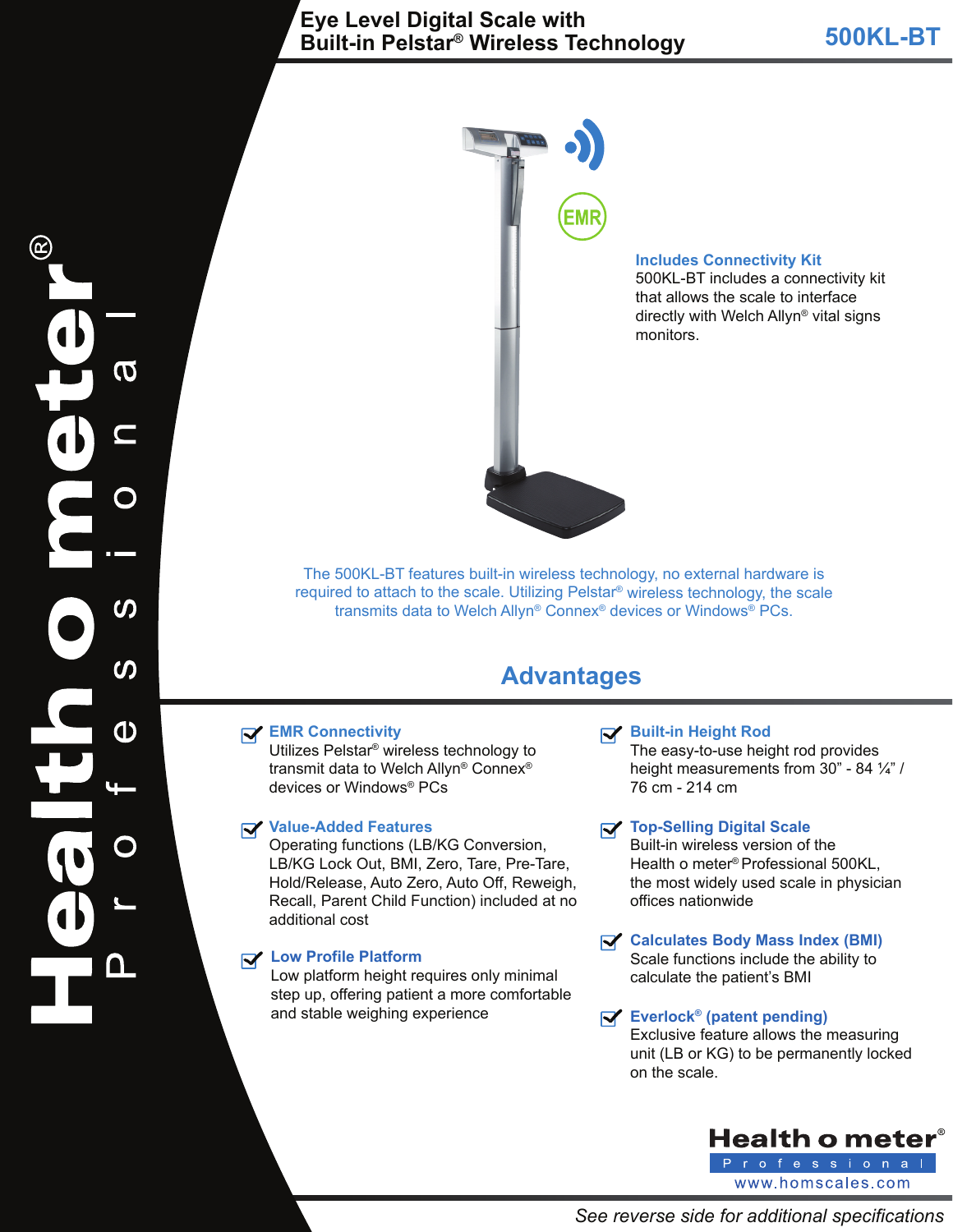# Eye Level Digital Scale with Built-in Pelstar® Wireless Technology

**500KL-BT**

Health o meter® Professional

EMR

### Includes Connectivity Kit

500KL-BT includes a connectivity kit that allows the scale to interface directly with Welch Allyn® vital signs monitors.

The 500KL-BT features built-in wireless technology, no external hardware is required to attach to the scale. Utilizing Pelstar® wireless technology, the scale transmits data to Welch Allyn® Connex® devices or Windows® PCs.

## Advantages

- **EMR Connectivity**
  Utilizes Pelstar® wireless technology to transmit data to Welch Allyn® Connex® devices or Windows® PCs

- **Value-Added Features**
  Operating functions (LB/KG Conversion, LB/KG Lock Out, BMI, Zero, Tare, Pre-Tare, Hold/Release, Auto Zero, Auto Off, Reweigh, Recall, Parent Child Function) included at no additional cost

- **Low Profile Platform**
  Low platform height requires only minimal step up, offering patient a more comfortable and stable weighing experience

- **Built-in Height Rod**
  The easy-to-use height rod provides height measurements from 30” - 84 ¼” / 76 cm - 214 cm

- **Top-Selling Digital Scale**
  Built-in wireless version of the Health o meter® Professional 500KL, the most widely used scale in physician offices nationwide

- **Calculates Body Mass Index (BMI)**
  Scale functions include the ability to calculate the patient’s BMI

- **Everlock® (patent pending)**
  Exclusive feature allows the measuring unit (LB or KG) to be permanently locked on the scale.

Health o meter® Professional
www.homscales.com

*See reverse side for additional specifications*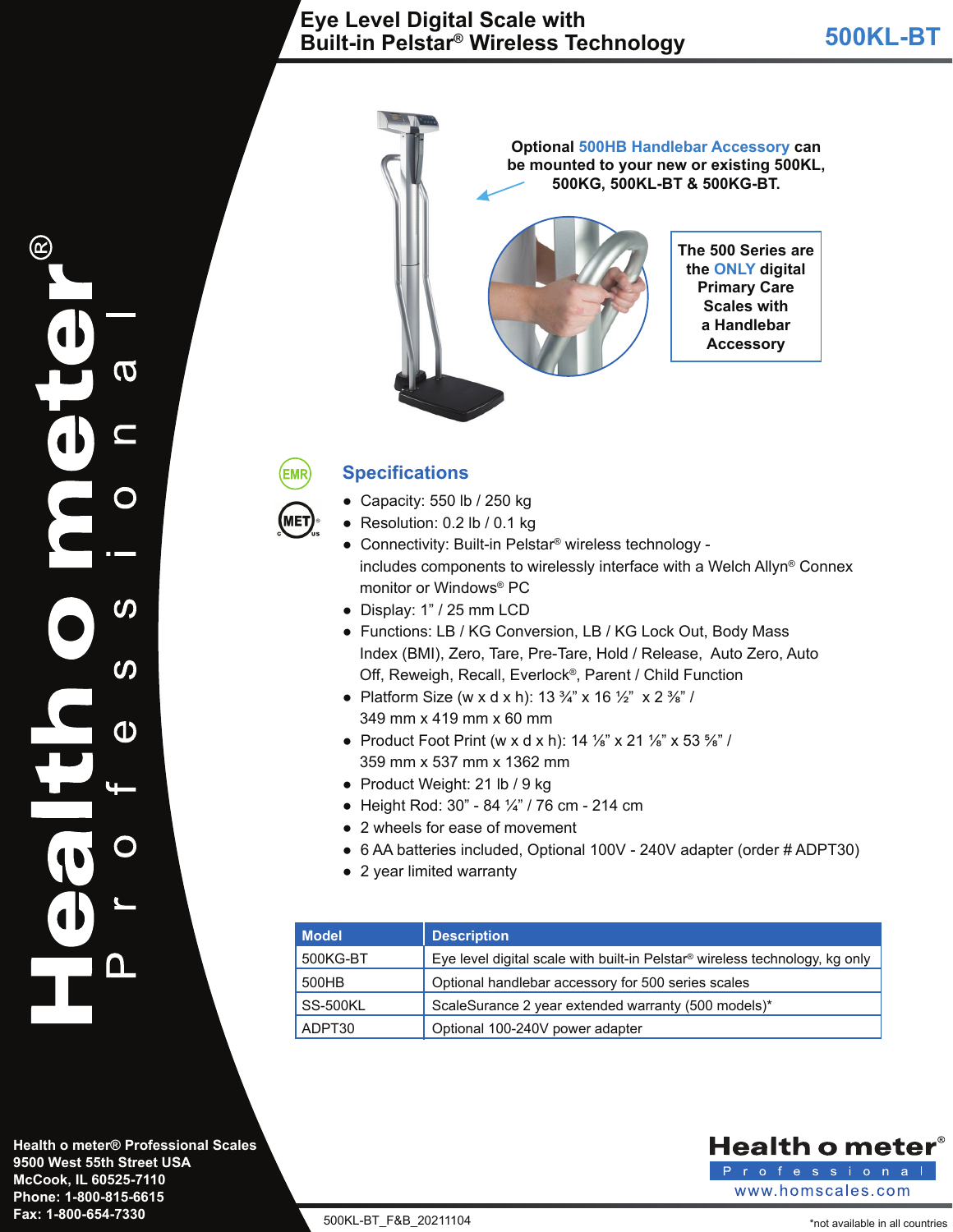# Eye Level Digital Scale with Built-in Pelstar® Wireless Technology

**500KL-BT**

Optional **500HB Handlebar Accessory** can be mounted to your new or existing 500KL, 500KG, 500KL-BT & 500KG-BT.

**The 500 Series are the ONLY digital Primary Care Scales with a Handlebar Accessory**

## Specifications

- Capacity: 550 lb / 250 kg
- Resolution: 0.2 lb / 0.1 kg
- Connectivity: Built-in Pelstar® wireless technology - includes components to wirelessly interface with a Welch Allyn® Connex monitor or Windows® PC
- Display: 1" / 25 mm LCD
- Functions: LB / KG Conversion, LB / KG Lock Out, Body Mass Index (BMI), Zero, Tare, Pre-Tare, Hold / Release, Auto Zero, Auto Off, Reweigh, Recall, Everlock®, Parent / Child Function
- Platform Size (w x d x h): 13 ¾" x 16 ½" x 2 ⅜" / 349 mm x 419 mm x 60 mm
- Product Foot Print (w x d x h): 14 ⅛" x 21 ⅛" x 53 ⅝" / 359 mm x 537 mm x 1362 mm
- Product Weight: 21 lb / 9 kg
- Height Rod: 30" - 84 ¼" / 76 cm - 214 cm
- 2 wheels for ease of movement
- 6 AA batteries included, Optional 100V - 240V adapter (order # ADPT30)
- 2 year limited warranty

| Model | Description |
|---|---|
| 500KG-BT | Eye level digital scale with built-in Pelstar® wireless technology, kg only |
| 500HB | Optional handlebar accessory for 500 series scales |
| SS-500KL | ScaleSurance 2 year extended warranty (500 models)* |
| ADPT30 | Optional 100-240V power adapter |

**Health o meter® Professional Scales**
**9500 West 55th Street USA**
**McCook, IL 60525-7110**
**Phone: 1-800-815-6615**
**Fax: 1-800-654-7330**

Health o meter® Professional
www.homscales.com

500KL-BT_F&B_20211104

*not available in all countries